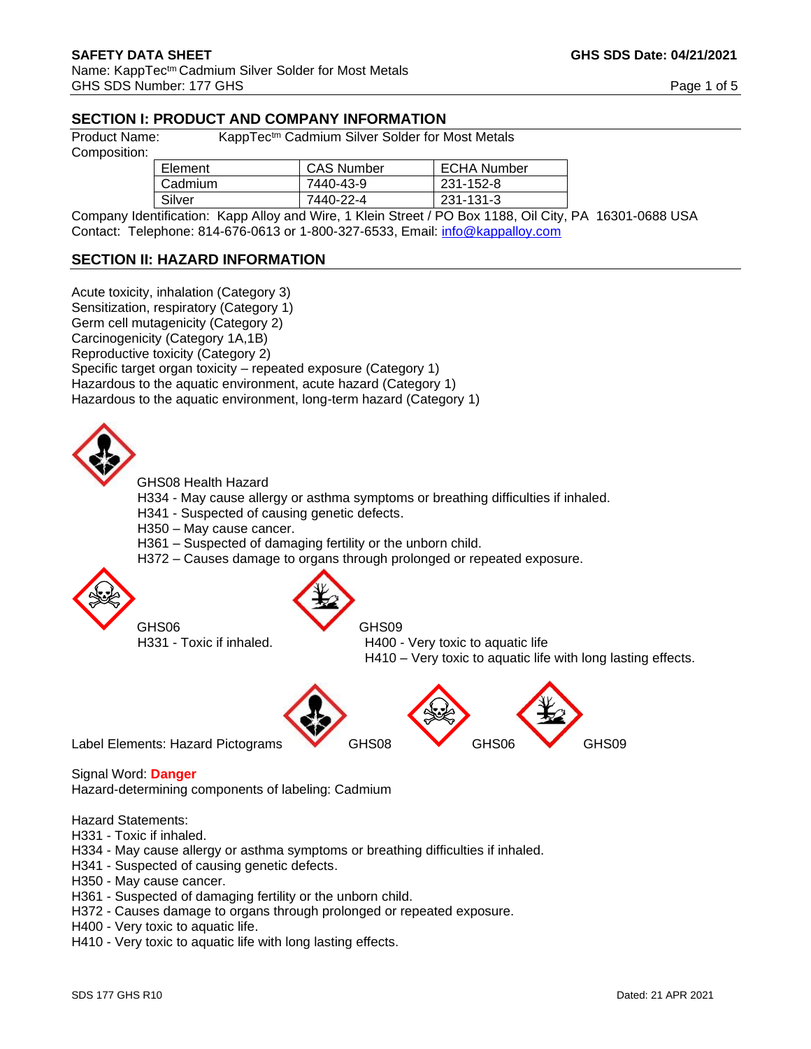**SAFETY DATA SHEET** **GHS SDS Date: 04/21/2021**

Name: KappTec[tm] Cadmium Silver Solder for Most Metals

GHS SDS Number: 177 GHS

## SECTION I: PRODUCT AND COMPANY INFORMATION

Product Name: KappTec[tm] Cadmium Silver Solder for Most Metals

Composition:

| Element | CAS Number | ECHA Number |
|---|---|---|
| Cadmium | 7440-43-9 | 231-152-8 |
| Silver | 7440-22-4 | 231-131-3 |

Company Identification: Kapp Alloy and Wire, 1 Klein Street / PO Box 1188, Oil City, PA 16301-0688 USA

Contact: Telephone: 814-676-0613 or 1-800-327-6533, Email: info@kappalloy.com

## SECTION II: HAZARD INFORMATION

Acute toxicity, inhalation (Category 3)
Sensitization, respiratory (Category 1)
Germ cell mutagenicity (Category 2)
Carcinogenicity (Category 1A,1B)
Reproductive toxicity (Category 2)
Specific target organ toxicity – repeated exposure (Category 1)
Hazardous to the aquatic environment, acute hazard (Category 1)
Hazardous to the aquatic environment, long-term hazard (Category 1)

GHS08 Health Hazard
H334 - May cause allergy or asthma symptoms or breathing difficulties if inhaled.
H341 - Suspected of causing genetic defects.
H350 – May cause cancer.
H361 – Suspected of damaging fertility or the unborn child.
H372 – Causes damage to organs through prolonged or repeated exposure.

GHS06
H331 - Toxic if inhaled.

GHS09
H400 - Very toxic to aquatic life
H410 – Very toxic to aquatic life with long lasting effects.

Label Elements: Hazard Pictograms GHS08 GHS06 GHS09

Signal Word: **Danger**

Hazard-determining components of labeling: Cadmium

Hazard Statements:
H331 - Toxic if inhaled.
H334 - May cause allergy or asthma symptoms or breathing difficulties if inhaled.
H341 - Suspected of causing genetic defects.
H350 - May cause cancer.
H361 - Suspected of damaging fertility or the unborn child.
H372 - Causes damage to organs through prolonged or repeated exposure.
H400 - Very toxic to aquatic life.
H410 - Very toxic to aquatic life with long lasting effects.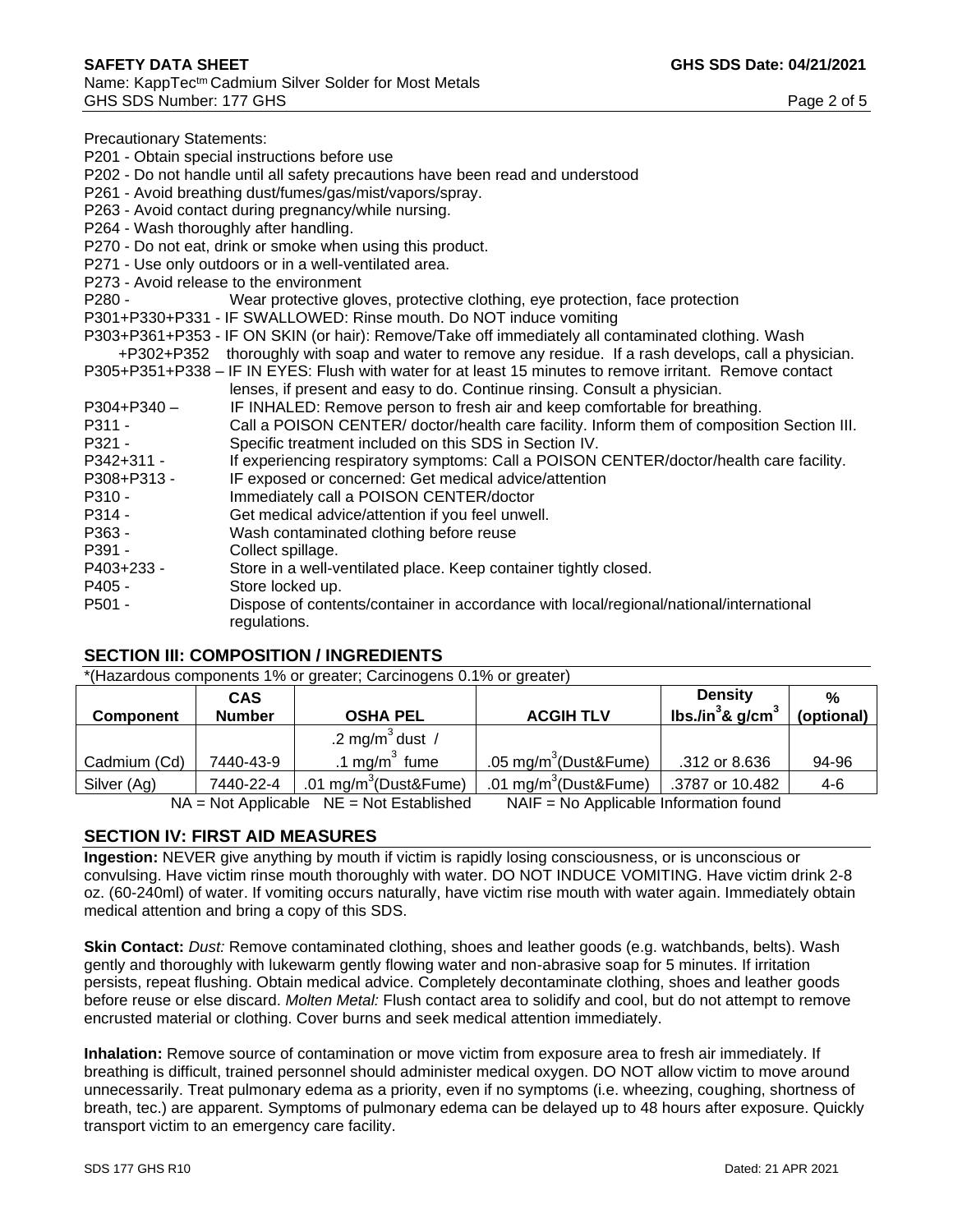Precautionary Statements:
P201 - Obtain special instructions before use
P202 - Do not handle until all safety precautions have been read and understood
P261 - Avoid breathing dust/fumes/gas/mist/vapors/spray.
P263 - Avoid contact during pregnancy/while nursing.
P264 - Wash thoroughly after handling.
P270 - Do not eat, drink or smoke when using this product.
P271 - Use only outdoors or in a well-ventilated area.
P273 - Avoid release to the environment
P280 - Wear protective gloves, protective clothing, eye protection, face protection
P301+P330+P331 - IF SWALLOWED: Rinse mouth. Do NOT induce vomiting
P303+P361+P353 +P302+P352 - IF ON SKIN (or hair): Remove/Take off immediately all contaminated clothing. Wash thoroughly with soap and water to remove any residue. If a rash develops, call a physician.
P305+P351+P338 – IF IN EYES: Flush with water for at least 15 minutes to remove irritant. Remove contact lenses, if present and easy to do. Continue rinsing. Consult a physician.
P304+P340 – IF INHALED: Remove person to fresh air and keep comfortable for breathing.
P311 - Call a POISON CENTER/ doctor/health care facility. Inform them of composition Section III.
P321 - Specific treatment included on this SDS in Section IV.
P342+311 - If experiencing respiratory symptoms: Call a POISON CENTER/doctor/health care facility.
P308+P313 - IF exposed or concerned: Get medical advice/attention
P310 - Immediately call a POISON CENTER/doctor
P314 - Get medical advice/attention if you feel unwell.
P363 - Wash contaminated clothing before reuse
P391 - Collect spillage.
P403+233 - Store in a well-ventilated place. Keep container tightly closed.
P405 - Store locked up.
P501 - Dispose of contents/container in accordance with local/regional/national/international regulations.

## SECTION III: COMPOSITION / INGREDIENTS

*(Hazardous components 1% or greater; Carcinogens 0.1% or greater)

| Component | CAS Number | OSHA PEL | ACGIH TLV | Density lbs./in$^3$& g/cm$^3$ | % (optional) |
|---|---|---|---|---|---|
| Cadmium (Cd) | 7440-43-9 | .2 mg/m$^3$ dust / .1 mg/m$^3$ fume | .05 mg/m$^3$(Dust&Fume) | .312 or 8.636 | 94-96 |
| Silver (Ag) | 7440-22-4 | .01 mg/m$^3$(Dust&Fume) | .01 mg/m$^3$(Dust&Fume) | .3787 or 10.482 | 4-6 |

NA = Not Applicable NE = Not Established NAIF = No Applicable Information found

## SECTION IV: FIRST AID MEASURES

**Ingestion:** NEVER give anything by mouth if victim is rapidly losing consciousness, or is unconscious or convulsing. Have victim rinse mouth thoroughly with water. DO NOT INDUCE VOMITING. Have victim drink 2-8 oz. (60-240ml) of water. If vomiting occurs naturally, have victim rise mouth with water again. Immediately obtain medical attention and bring a copy of this SDS.

**Skin Contact:** *Dust:* Remove contaminated clothing, shoes and leather goods (e.g. watchbands, belts). Wash gently and thoroughly with lukewarm gently flowing water and non-abrasive soap for 5 minutes. If irritation persists, repeat flushing. Obtain medical advice. Completely decontaminate clothing, shoes and leather goods before reuse or else discard. *Molten Metal:* Flush contact area to solidify and cool, but do not attempt to remove encrusted material or clothing. Cover burns and seek medical attention immediately.

**Inhalation:** Remove source of contamination or move victim from exposure area to fresh air immediately. If breathing is difficult, trained personnel should administer medical oxygen. DO NOT allow victim to move around unnecessarily. Treat pulmonary edema as a priority, even if no symptoms (i.e. wheezing, coughing, shortness of breath, tec.) are apparent. Symptoms of pulmonary edema can be delayed up to 48 hours after exposure. Quickly transport victim to an emergency care facility.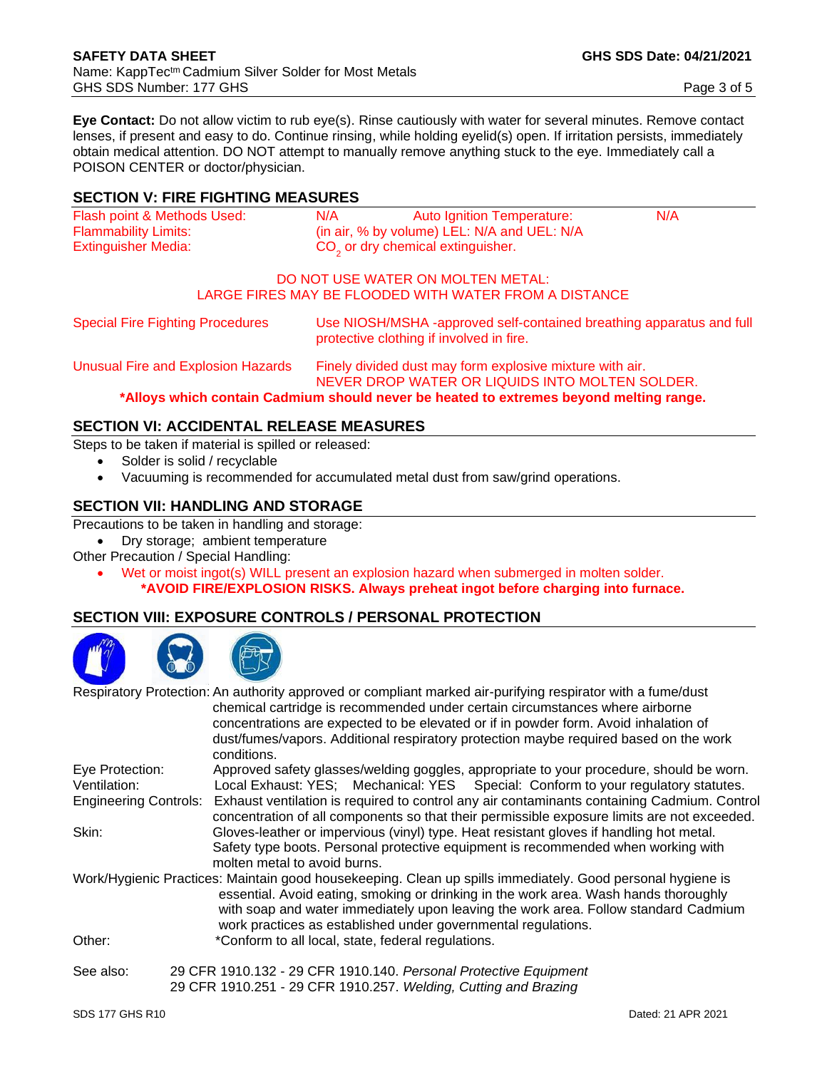**Eye Contact:** Do not allow victim to rub eye(s). Rinse cautiously with water for several minutes. Remove contact lenses, if present and easy to do. Continue rinsing, while holding eyelid(s) open. If irritation persists, immediately obtain medical attention. DO NOT attempt to manually remove anything stuck to the eye. Immediately call a POISON CENTER or doctor/physician.

## SECTION V: FIRE FIGHTING MEASURES

Flash point & Methods Used: N/A    Auto Ignition Temperature: N/A

Flammability Limits: (in air, % by volume) LEL: N/A and UEL: N/A

Extinguisher Media: $CO_2$ or dry chemical extinguisher.

DO NOT USE WATER ON MOLTEN METAL:
LARGE FIRES MAY BE FLOODED WITH WATER FROM A DISTANCE

Special Fire Fighting Procedures: Use NIOSH/MSHA -approved self-contained breathing apparatus and full protective clothing if involved in fire.

Unusual Fire and Explosion Hazards: Finely divided dust may form explosive mixture with air. NEVER DROP WATER OR LIQUIDS INTO MOLTEN SOLDER.

**\*Alloys which contain Cadmium should never be heated to extremes beyond melting range.**

## SECTION VI: ACCIDENTAL RELEASE MEASURES

Steps to be taken if material is spilled or released:

- Solder is solid / recyclable
- Vacuuming is recommended for accumulated metal dust from saw/grind operations.

## SECTION VII: HANDLING AND STORAGE

Precautions to be taken in handling and storage:

- Dry storage; ambient temperature

Other Precaution / Special Handling:

- Wet or moist ingot(s) WILL present an explosion hazard when submerged in molten solder.
  **\*AVOID FIRE/EXPLOSION RISKS. Always preheat ingot before charging into furnace.**

## SECTION VIII: EXPOSURE CONTROLS / PERSONAL PROTECTION

Respiratory Protection: An authority approved or compliant marked air-purifying respirator with a fume/dust chemical cartridge is recommended under certain circumstances where airborne concentrations are expected to be elevated or if in powder form. Avoid inhalation of dust/fumes/vapors. Additional respiratory protection maybe required based on the work conditions.

Eye Protection: Approved safety glasses/welding goggles, appropriate to your procedure, should be worn.

Ventilation: Local Exhaust: YES; Mechanical: YES Special: Conform to your regulatory statutes.

Engineering Controls: Exhaust ventilation is required to control any air contaminants containing Cadmium. Control concentration of all components so that their permissible exposure limits are not exceeded.

Skin: Gloves-leather or impervious (vinyl) type. Heat resistant gloves if handling hot metal. Safety type boots. Personal protective equipment is recommended when working with molten metal to avoid burns.

Work/Hygienic Practices: Maintain good housekeeping. Clean up spills immediately. Good personal hygiene is essential. Avoid eating, smoking or drinking in the work area. Wash hands thoroughly with soap and water immediately upon leaving the work area. Follow standard Cadmium work practices as established under governmental regulations.

Other: *Conform to all local, state, federal regulations.

See also: 29 CFR 1910.132 - 29 CFR 1910.140. *Personal Protective Equipment*
29 CFR 1910.251 - 29 CFR 1910.257. *Welding, Cutting and Brazing*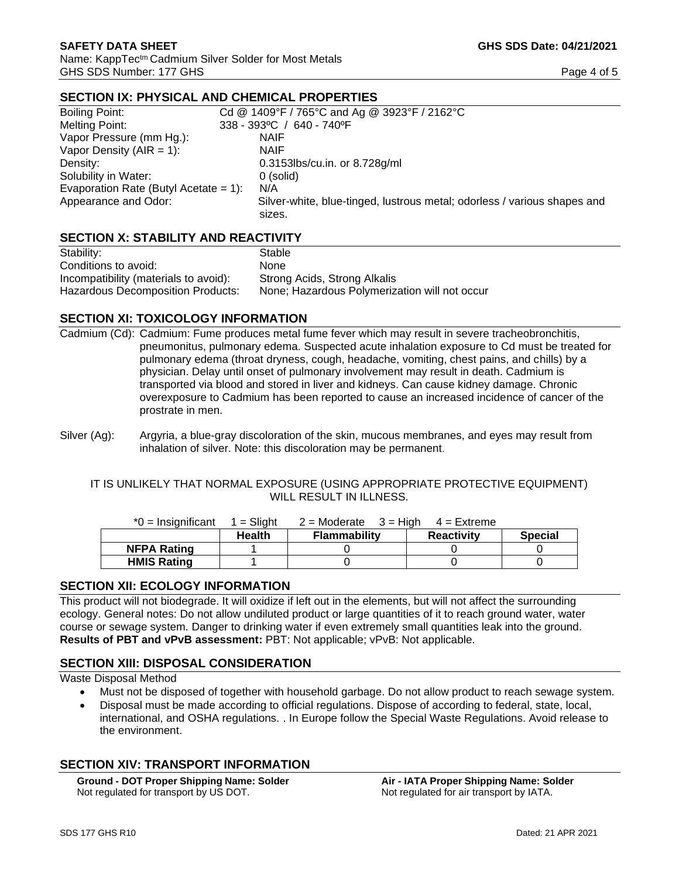## SECTION IX: PHYSICAL AND CHEMICAL PROPERTIES

| | |
|---|---|
| Boiling Point: | Cd @ 1409°F / 765°C and Ag @ 3923°F / 2162°C |
| Melting Point: | 338 - 393ºC / 640 - 740ºF |
| Vapor Pressure (mm Hg.): | NAIF |
| Vapor Density (AIR = 1): | NAIF |
| Density: | 0.3153lbs/cu.in. or 8.728g/ml |
| Solubility in Water: | 0 (solid) |
| Evaporation Rate (Butyl Acetate = 1): | N/A |
| Appearance and Odor: | Silver-white, blue-tinged, lustrous metal; odorless / various shapes and sizes. |

## SECTION X: STABILITY AND REACTIVITY

| | |
|---|---|
| Stability: | Stable |
| Conditions to avoid: | None |
| Incompatibility (materials to avoid): | Strong Acids, Strong Alkalis |
| Hazardous Decomposition Products: | None; Hazardous Polymerization will not occur |

## SECTION XI: TOXICOLOGY INFORMATION

Cadmium (Cd): Cadmium: Fume produces metal fume fever which may result in severe tracheobronchitis, pneumonitus, pulmonary edema. Suspected acute inhalation exposure to Cd must be treated for pulmonary edema (throat dryness, cough, headache, vomiting, chest pains, and chills) by a physician. Delay until onset of pulmonary involvement may result in death. Cadmium is transported via blood and stored in liver and kidneys. Can cause kidney damage. Chronic overexposure to Cadmium has been reported to cause an increased incidence of cancer of the prostrate in men.

Silver (Ag): Argyria, a blue-gray discoloration of the skin, mucous membranes, and eyes may result from inhalation of silver. Note: this discoloration may be permanent.

IT IS UNLIKELY THAT NORMAL EXPOSURE (USING APPROPRIATE PROTECTIVE EQUIPMENT) WILL RESULT IN ILLNESS.

*0 = Insignificant 1 = Slight 2 = Moderate 3 = High 4 = Extreme

| | Health | Flammability | Reactivity | Special |
|---|---|---|---|---|
| **NFPA Rating** | 1 | 0 | 0 | 0 |
| **HMIS Rating** | 1 | 0 | 0 | 0 |

## SECTION XII: ECOLOGY INFORMATION

This product will not biodegrade. It will oxidize if left out in the elements, but will not affect the surrounding ecology. General notes: Do not allow undiluted product or large quantities of it to reach ground water, water course or sewage system. Danger to drinking water if even extremely small quantities leak into the ground. **Results of PBT and vPvB assessment:** PBT: Not applicable; vPvB: Not applicable.

## SECTION XIII: DISPOSAL CONSIDERATION

Waste Disposal Method

- Must not be disposed of together with household garbage. Do not allow product to reach sewage system.
- Disposal must be made according to official regulations. Dispose of according to federal, state, local, international, and OSHA regulations. . In Europe follow the Special Waste Regulations. Avoid release to the environment.

## SECTION XIV: TRANSPORT INFORMATION

**Ground - DOT Proper Shipping Name: Solder**
Not regulated for transport by US DOT.

**Air - IATA Proper Shipping Name: Solder**
Not regulated for air transport by IATA.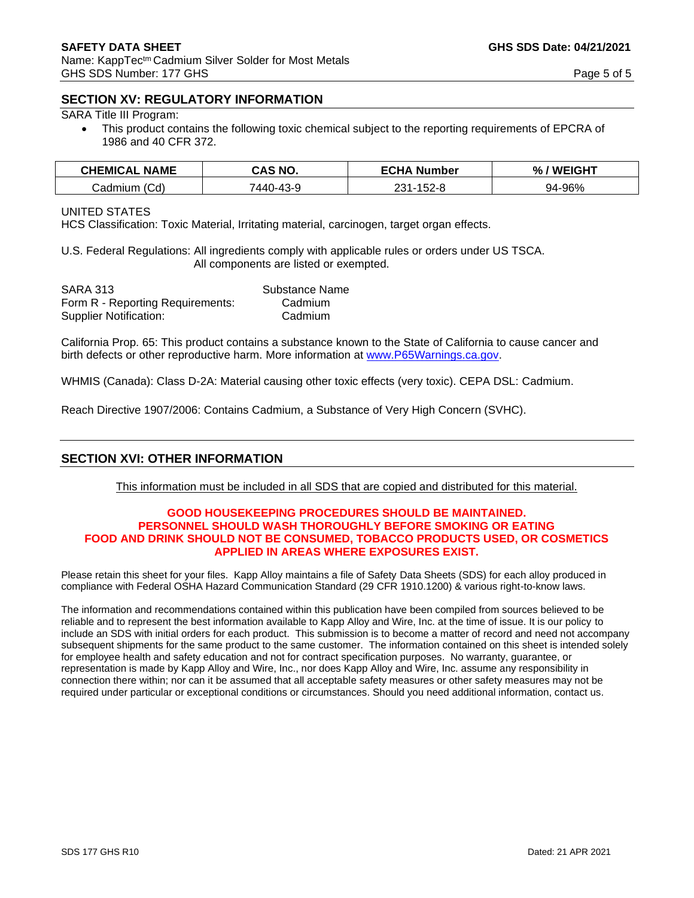## SECTION XV: REGULATORY INFORMATION

SARA Title III Program:

- This product contains the following toxic chemical subject to the reporting requirements of EPCRA of 1986 and 40 CFR 372.

| CHEMICAL NAME | CAS NO. | ECHA Number | % / WEIGHT |
|---|---|---|---|
| Cadmium (Cd) | 7440-43-9 | 231-152-8 | 94-96% |

UNITED STATES
HCS Classification: Toxic Material, Irritating material, carcinogen, target organ effects.

U.S. Federal Regulations: All ingredients comply with applicable rules or orders under US TSCA.
All components are listed or exempted.

| SARA 313 | Substance Name |
|---|---|
| Form R - Reporting Requirements: | Cadmium |
| Supplier Notification: | Cadmium |

California Prop. 65: This product contains a substance known to the State of California to cause cancer and birth defects or other reproductive harm. More information at www.P65Warnings.ca.gov.

WHMIS (Canada): Class D-2A: Material causing other toxic effects (very toxic). CEPA DSL: Cadmium.

Reach Directive 1907/2006: Contains Cadmium, a Substance of Very High Concern (SVHC).

## SECTION XVI: OTHER INFORMATION

This information must be included in all SDS that are copied and distributed for this material.

**GOOD HOUSEKEEPING PROCEDURES SHOULD BE MAINTAINED.**
**PERSONNEL SHOULD WASH THOROUGHLY BEFORE SMOKING OR EATING**
**FOOD AND DRINK SHOULD NOT BE CONSUMED, TOBACCO PRODUCTS USED, OR COSMETICS APPLIED IN AREAS WHERE EXPOSURES EXIST.**

Please retain this sheet for your files. Kapp Alloy maintains a file of Safety Data Sheets (SDS) for each alloy produced in compliance with Federal OSHA Hazard Communication Standard (29 CFR 1910.1200) & various right-to-know laws.

The information and recommendations contained within this publication have been compiled from sources believed to be reliable and to represent the best information available to Kapp Alloy and Wire, Inc. at the time of issue. It is our policy to include an SDS with initial orders for each product. This submission is to become a matter of record and need not accompany subsequent shipments for the same product to the same customer. The information contained on this sheet is intended solely for employee health and safety education and not for contract specification purposes. No warranty, guarantee, or representation is made by Kapp Alloy and Wire, Inc., nor does Kapp Alloy and Wire, Inc. assume any responsibility in connection there within; nor can it be assumed that all acceptable safety measures or other safety measures may not be required under particular or exceptional conditions or circumstances. Should you need additional information, contact us.